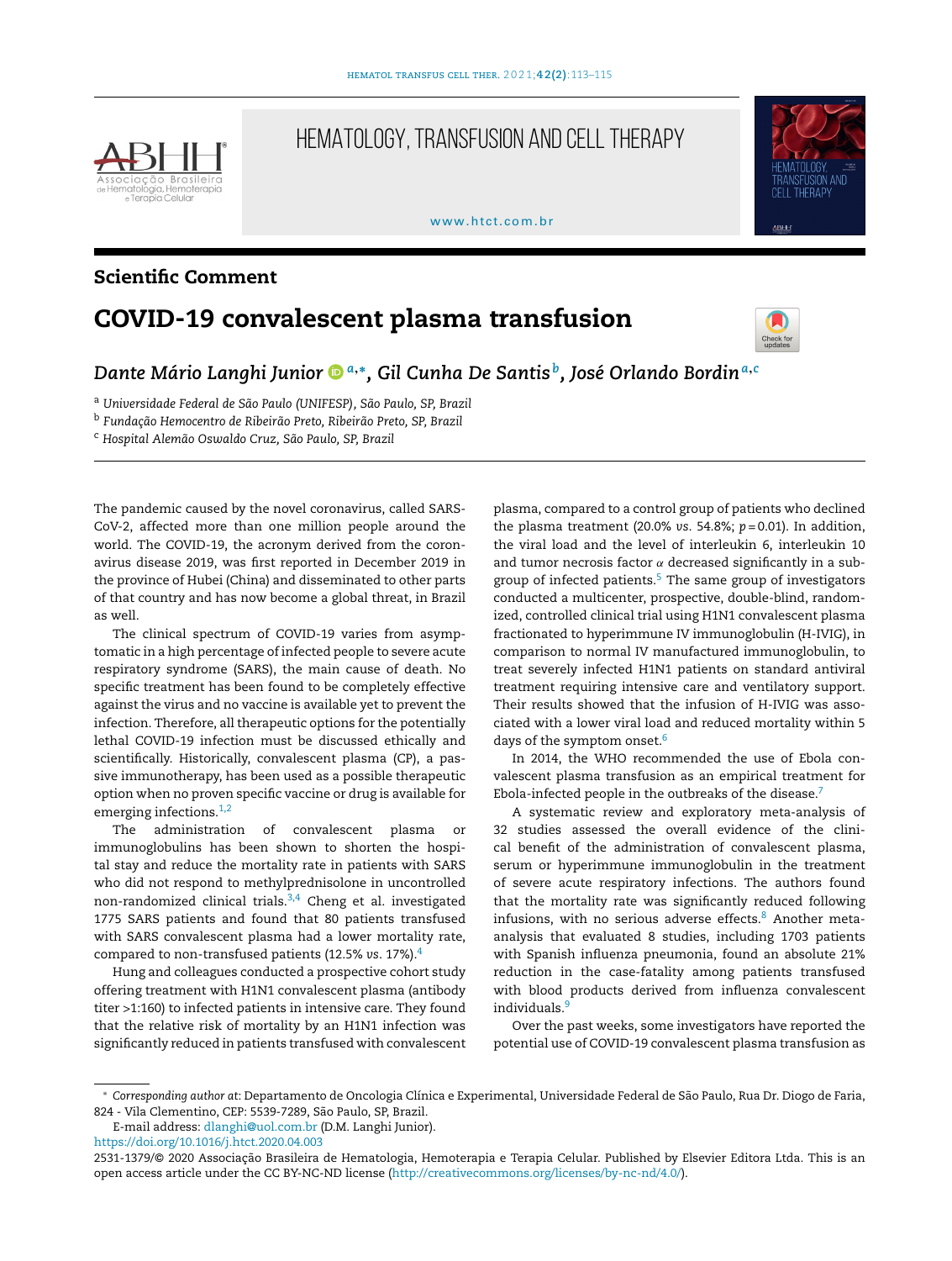## Scientific Comment

# COVID-19 convalescent plasma transfusion

*Dante Mário Langhi Junior* [a,*], *Gil Cunha De Santis* [b], *José Orlando Bordin* [a,c]

[a] Universidade Federal de São Paulo (UNIFESP), São Paulo, SP, Brazil

[b] Fundação Hemocentro de Ribeirão Preto, Ribeirão Preto, SP, Brazil

[c] Hospital Alemão Oswaldo Cruz, São Paulo, SP, Brazil

The pandemic caused by the novel coronavirus, called SARS-CoV-2, affected more than one million people around the world. The COVID-19, the acronym derived from the coronavirus disease 2019, was first reported in December 2019 in the province of Hubei (China) and disseminated to other parts of that country and has now become a global threat, in Brazil as well.

The clinical spectrum of COVID-19 varies from asymptomatic in a high percentage of infected people to severe acute respiratory syndrome (SARS), the main cause of death. No specific treatment has been found to be completely effective against the virus and no vaccine is available yet to prevent the infection. Therefore, all therapeutic options for the potentially lethal COVID-19 infection must be discussed ethically and scientifically. Historically, convalescent plasma (CP), a passive immunotherapy, has been used as a possible therapeutic option when no proven specific vaccine or drug is available for emerging infections.[1,2]

The administration of convalescent plasma or immunoglobulins has been shown to shorten the hospital stay and reduce the mortality rate in patients with SARS who did not respond to methylprednisolone in uncontrolled non-randomized clinical trials.[3,4] Cheng et al. investigated 1775 SARS patients and found that 80 patients transfused with SARS convalescent plasma had a lower mortality rate, compared to non-transfused patients (12.5% *vs.* 17%).[4]

Hung and colleagues conducted a prospective cohort study offering treatment with H1N1 convalescent plasma (antibody titer >1:160) to infected patients in intensive care. They found that the relative risk of mortality by an H1N1 infection was significantly reduced in patients transfused with convalescent plasma, compared to a control group of patients who declined the plasma treatment (20.0% *vs.* 54.8%; $p = 0.01$). In addition, the viral load and the level of interleukin 6, interleukin 10 and tumor necrosis factor $\alpha$ decreased significantly in a subgroup of infected patients.[5] The same group of investigators conducted a multicenter, prospective, double-blind, randomized, controlled clinical trial using H1N1 convalescent plasma fractionated to hyperimmune IV immunoglobulin (H-IVIG), in comparison to normal IV manufactured immunoglobulin, to treat severely infected H1N1 patients on standard antiviral treatment requiring intensive care and ventilatory support. Their results showed that the infusion of H-IVIG was associated with a lower viral load and reduced mortality within 5 days of the symptom onset.[6]

In 2014, the WHO recommended the use of Ebola convalescent plasma transfusion as an empirical treatment for Ebola-infected people in the outbreaks of the disease.[7]

A systematic review and exploratory meta-analysis of 32 studies assessed the overall evidence of the clinical benefit of the administration of convalescent plasma, serum or hyperimmune immunoglobulin in the treatment of severe acute respiratory infections. The authors found that the mortality rate was significantly reduced following infusions, with no serious adverse effects.[8] Another meta-analysis that evaluated 8 studies, including 1703 patients with Spanish influenza pneumonia, found an absolute 21% reduction in the case-fatality among patients transfused with blood products derived from influenza convalescent individuals.[9]

Over the past weeks, some investigators have reported the potential use of COVID-19 convalescent plasma transfusion as

---

\* *Corresponding author at:* Departamento de Oncologia Clínica e Experimental, Universidade Federal de São Paulo, Rua Dr. Diogo de Faria, 824 - Vila Clementino, CEP: 5539-7289, São Paulo, SP, Brazil.

E-mail address: dlanghi@uol.com.br (D.M. Langhi Junior).

https://doi.org/10.1016/j.htct.2020.04.003

2531-1379/© 2020 Associação Brasileira de Hematologia, Hemoterapia e Terapia Celular. Published by Elsevier Editora Ltda. This is an open access article under the CC BY-NC-ND license (http://creativecommons.org/licenses/by-nc-nd/4.0/).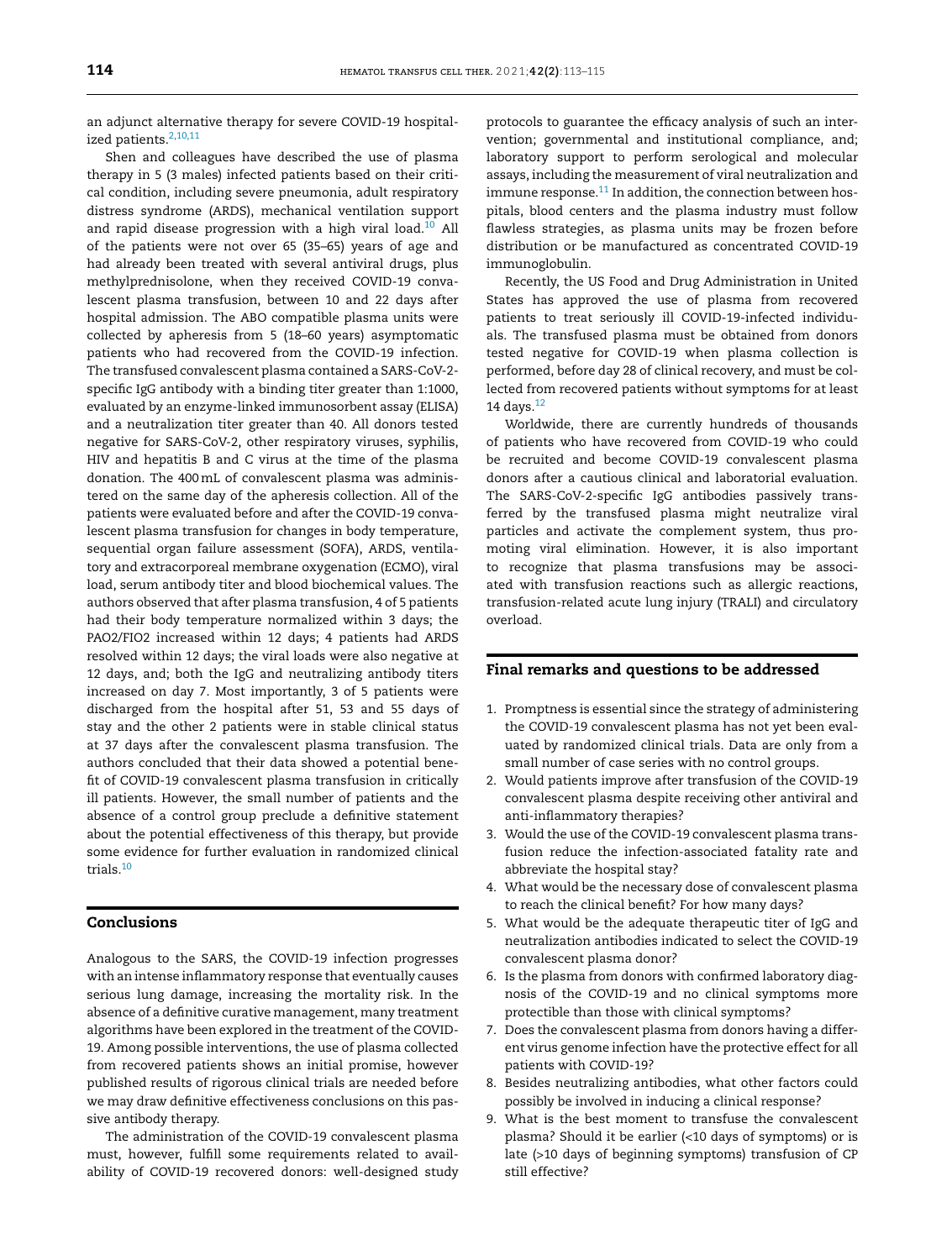an adjunct alternative therapy for severe COVID-19 hospitalized patients.[2,10,11]

Shen and colleagues have described the use of plasma therapy in 5 (3 males) infected patients based on their critical condition, including severe pneumonia, adult respiratory distress syndrome (ARDS), mechanical ventilation support and rapid disease progression with a high viral load.[10] All of the patients were not over 65 (35–65) years of age and had already been treated with several antiviral drugs, plus methylprednisolone, when they received COVID-19 convalescent plasma transfusion, between 10 and 22 days after hospital admission. The ABO compatible plasma units were collected by apheresis from 5 (18–60 years) asymptomatic patients who had recovered from the COVID-19 infection. The transfused convalescent plasma contained a SARS-CoV-2-specific IgG antibody with a binding titer greater than 1:1000, evaluated by an enzyme-linked immunosorbent assay (ELISA) and a neutralization titer greater than 40. All donors tested negative for SARS-CoV-2, other respiratory viruses, syphilis, HIV and hepatitis B and C virus at the time of the plasma donation. The 400 mL of convalescent plasma was administered on the same day of the apheresis collection. All of the patients were evaluated before and after the COVID-19 convalescent plasma transfusion for changes in body temperature, sequential organ failure assessment (SOFA), ARDS, ventilatory and extracorporeal membrane oxygenation (ECMO), viral load, serum antibody titer and blood biochemical values. The authors observed that after plasma transfusion, 4 of 5 patients had their body temperature normalized within 3 days; the PAO2/FIO2 increased within 12 days; 4 patients had ARDS resolved within 12 days; the viral loads were also negative at 12 days, and; both the IgG and neutralizing antibody titers increased on day 7. Most importantly, 3 of 5 patients were discharged from the hospital after 51, 53 and 55 days of stay and the other 2 patients were in stable clinical status at 37 days after the convalescent plasma transfusion. The authors concluded that their data showed a potential benefit of COVID-19 convalescent plasma transfusion in critically ill patients. However, the small number of patients and the absence of a control group preclude a definitive statement about the potential effectiveness of this therapy, but provide some evidence for further evaluation in randomized clinical trials.[10]

## Conclusions

Analogous to the SARS, the COVID-19 infection progresses with an intense inflammatory response that eventually causes serious lung damage, increasing the mortality risk. In the absence of a definitive curative management, many treatment algorithms have been explored in the treatment of the COVID-19. Among possible interventions, the use of plasma collected from recovered patients shows an initial promise, however published results of rigorous clinical trials are needed before we may draw definitive effectiveness conclusions on this passive antibody therapy.

The administration of the COVID-19 convalescent plasma must, however, fulfill some requirements related to availability of COVID-19 recovered donors: well-designed study protocols to guarantee the efficacy analysis of such an intervention; governmental and institutional compliance, and; laboratory support to perform serological and molecular assays, including the measurement of viral neutralization and immune response.[11] In addition, the connection between hospitals, blood centers and the plasma industry must follow flawless strategies, as plasma units may be frozen before distribution or be manufactured as concentrated COVID-19 immunoglobulin.

Recently, the US Food and Drug Administration in United States has approved the use of plasma from recovered patients to treat seriously ill COVID-19-infected individuals. The transfused plasma must be obtained from donors tested negative for COVID-19 when plasma collection is performed, before day 28 of clinical recovery, and must be collected from recovered patients without symptoms for at least 14 days.[12]

Worldwide, there are currently hundreds of thousands of patients who have recovered from COVID-19 who could be recruited and become COVID-19 convalescent plasma donors after a cautious clinical and laboratorial evaluation. The SARS-CoV-2-specific IgG antibodies passively transferred by the transfused plasma might neutralize viral particles and activate the complement system, thus promoting viral elimination. However, it is also important to recognize that plasma transfusions may be associated with transfusion reactions such as allergic reactions, transfusion-related acute lung injury (TRALI) and circulatory overload.

## Final remarks and questions to be addressed

1. Promptness is essential since the strategy of administering the COVID-19 convalescent plasma has not yet been evaluated by randomized clinical trials. Data are only from a small number of case series with no control groups.
2. Would patients improve after transfusion of the COVID-19 convalescent plasma despite receiving other antiviral and anti-inflammatory therapies?
3. Would the use of the COVID-19 convalescent plasma transfusion reduce the infection-associated fatality rate and abbreviate the hospital stay?
4. What would be the necessary dose of convalescent plasma to reach the clinical benefit? For how many days?
5. What would be the adequate therapeutic titer of IgG and neutralization antibodies indicated to select the COVID-19 convalescent plasma donor?
6. Is the plasma from donors with confirmed laboratory diagnosis of the COVID-19 and no clinical symptoms more protectible than those with clinical symptoms?
7. Does the convalescent plasma from donors having a different virus genome infection have the protective effect for all patients with COVID-19?
8. Besides neutralizing antibodies, what other factors could possibly be involved in inducing a clinical response?
9. What is the best moment to transfuse the convalescent plasma? Should it be earlier (<10 days of symptoms) or is late (>10 days of beginning symptoms) transfusion of CP still effective?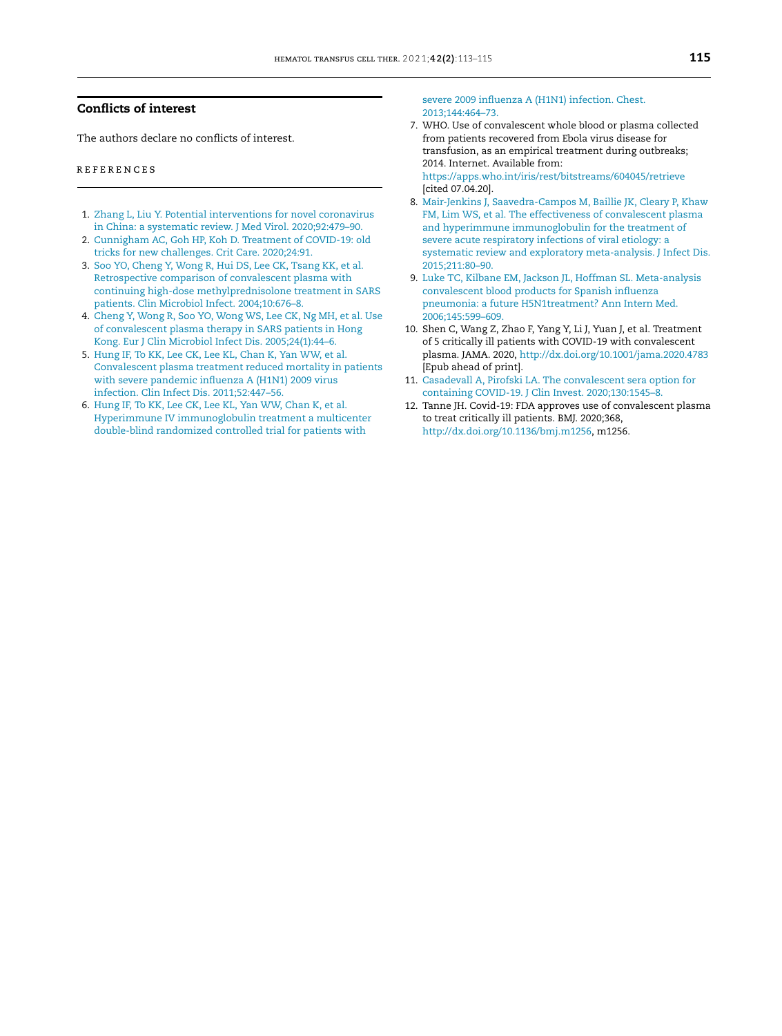## Conflicts of interest

The authors declare no conflicts of interest.

## REFERENCES

1. Zhang L, Liu Y. Potential interventions for novel coronavirus in China: a systematic review. J Med Virol. 2020;92:479–90.
2. Cunnigham AC, Goh HP, Koh D. Treatment of COVID-19: old tricks for new challenges. Crit Care. 2020;24:91.
3. Soo YO, Cheng Y, Wong R, Hui DS, Lee CK, Tsang KK, et al. Retrospective comparison of convalescent plasma with continuing high-dose methylprednisolone treatment in SARS patients. Clin Microbiol Infect. 2004;10:676–8.
4. Cheng Y, Wong R, Soo YO, Wong WS, Lee CK, Ng MH, et al. Use of convalescent plasma therapy in SARS patients in Hong Kong. Eur J Clin Microbiol Infect Dis. 2005;24(1):44–6.
5. Hung IF, To KK, Lee CK, Lee KL, Chan K, Yan WW, et al. Convalescent plasma treatment reduced mortality in patients with severe pandemic influenza A (H1N1) 2009 virus infection. Clin Infect Dis. 2011;52:447–56.
6. Hung IF, To KK, Lee CK, Lee KL, Yan WW, Chan K, et al. Hyperimmune IV immunoglobulin treatment a multicenter double-blind randomized controlled trial for patients with severe 2009 influenza A (H1N1) infection. Chest. 2013;144:464–73.
7. WHO. Use of convalescent whole blood or plasma collected from patients recovered from Ebola virus disease for transfusion, as an empirical treatment during outbreaks; 2014. Internet. Available from: https://apps.who.int/iris/rest/bitstreams/604045/retrieve [cited 07.04.20].
8. Mair-Jenkins J, Saavedra-Campos M, Baillie JK, Cleary P, Khaw FM, Lim WS, et al. The effectiveness of convalescent plasma and hyperimmune immunoglobulin for the treatment of severe acute respiratory infections of viral etiology: a systematic review and exploratory meta-analysis. J Infect Dis. 2015;211:80–90.
9. Luke TC, Kilbane EM, Jackson JL, Hoffman SL. Meta-analysis convalescent blood products for Spanish influenza pneumonia: a future H5N1treatment? Ann Intern Med. 2006;145:599–609.
10. Shen C, Wang Z, Zhao F, Yang Y, Li J, Yuan J, et al. Treatment of 5 critically ill patients with COVID-19 with convalescent plasma. JAMA. 2020, http://dx.doi.org/10.1001/jama.2020.4783 [Epub ahead of print].
11. Casadevall A, Pirofski LA. The convalescent sera option for containing COVID-19. J Clin Invest. 2020;130:1545–8.
12. Tanne JH. Covid-19: FDA approves use of convalescent plasma to treat critically ill patients. BMJ. 2020;368, http://dx.doi.org/10.1136/bmj.m1256, m1256.